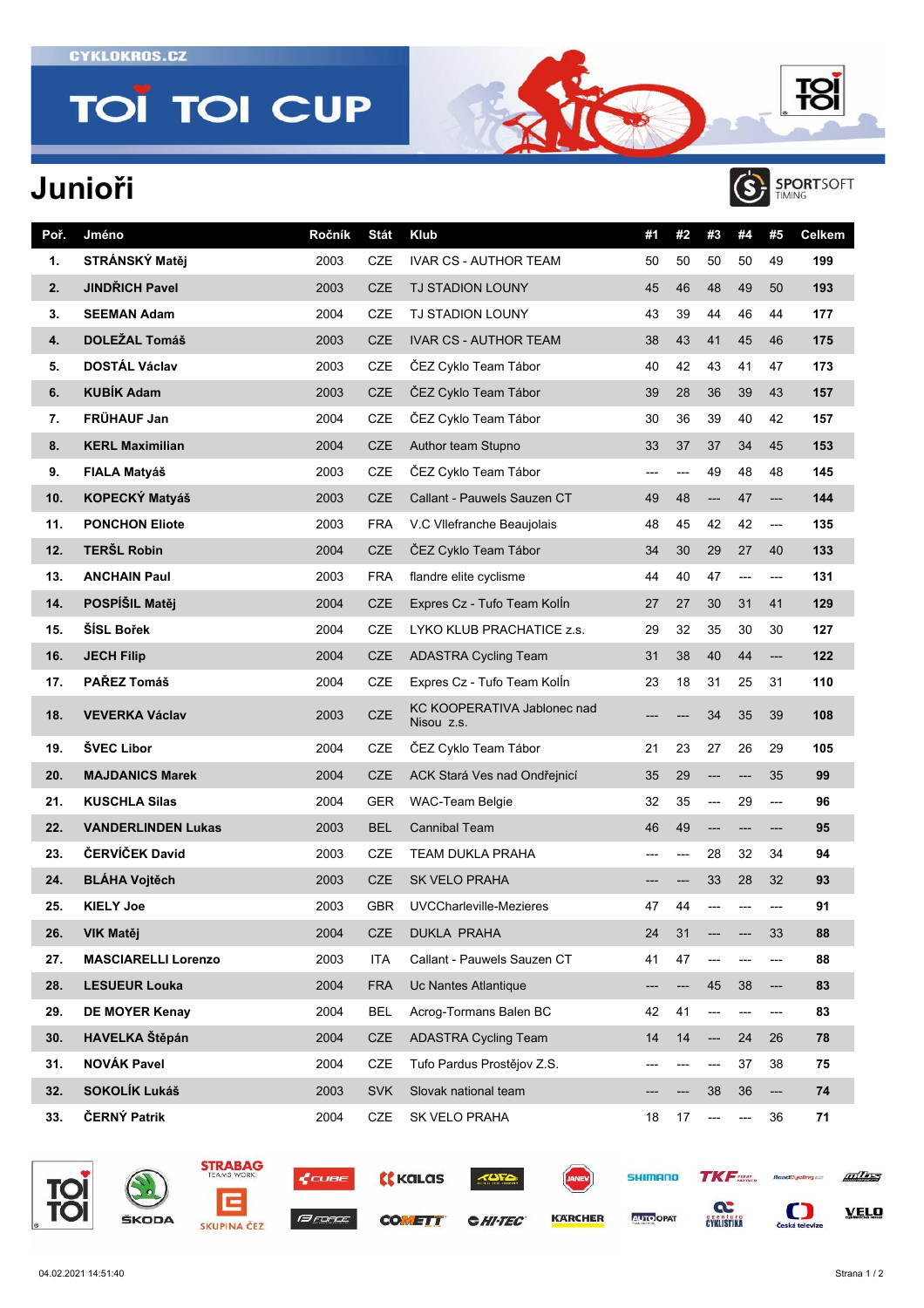CYKLOKROS.CZ

# TOI TOI CUP

## Junioři

| Poř. | Jméno | Ročník | Stát | Klub | #1 | #2 | #3 | #4 | #5 | Celkem |
|---|---|---|---|---|---|---|---|---|---|---|
| 1. | **STRÁNSKÝ Matěj** | 2003 | CZE | IVAR CS - AUTHOR TEAM | 50 | 50 | 50 | 50 | 49 | **199** |
| 2. | **JINDŘICH Pavel** | 2003 | CZE | TJ STADION LOUNY | 45 | 46 | 48 | 49 | 50 | **193** |
| 3. | **SEEMAN Adam** | 2004 | CZE | TJ STADION LOUNY | 43 | 39 | 44 | 46 | 44 | **177** |
| 4. | **DOLEŽAL Tomáš** | 2003 | CZE | IVAR CS - AUTHOR TEAM | 38 | 43 | 41 | 45 | 46 | **175** |
| 5. | **DOSTÁL Václav** | 2003 | CZE | ČEZ Cyklo Team Tábor | 40 | 42 | 43 | 41 | 47 | **173** |
| 6. | **KUBÍK Adam** | 2003 | CZE | ČEZ Cyklo Team Tábor | 39 | 28 | 36 | 39 | 43 | **157** |
| 7. | **FRÜHAUF Jan** | 2004 | CZE | ČEZ Cyklo Team Tábor | 30 | 36 | 39 | 40 | 42 | **157** |
| 8. | **KERL Maximilian** | 2004 | CZE | Author team Stupno | 33 | 37 | 37 | 34 | 45 | **153** |
| 9. | **FIALA Matyáš** | 2003 | CZE | ČEZ Cyklo Team Tábor | --- | --- | 49 | 48 | 48 | **145** |
| 10. | **KOPECKÝ Matyáš** | 2003 | CZE | Callant - Pauwels Sauzen CT | 49 | 48 | --- | 47 | --- | **144** |
| 11. | **PONCHON Eliote** | 2003 | FRA | V.C Vllefranche Beaujolais | 48 | 45 | 42 | 42 | --- | **135** |
| 12. | **TERŠL Robin** | 2004 | CZE | ČEZ Cyklo Team Tábor | 34 | 30 | 29 | 27 | 40 | **133** |
| 13. | **ANCHAIN Paul** | 2003 | FRA | flandre elite cyclisme | 44 | 40 | 47 | --- | --- | **131** |
| 14. | **POSPÍŠIL Matěj** | 2004 | CZE | Expres Cz - Tufo Team Kolín | 27 | 27 | 30 | 31 | 41 | **129** |
| 15. | **ŠÍSL Bořek** | 2004 | CZE | LYKO KLUB PRACHATICE z.s. | 29 | 32 | 35 | 30 | 30 | **127** |
| 16. | **JECH Filip** | 2004 | CZE | ADASTRA Cycling Team | 31 | 38 | 40 | 44 | --- | **122** |
| 17. | **PAŘEZ Tomáš** | 2004 | CZE | Expres Cz - Tufo Team Kolín | 23 | 18 | 31 | 25 | 31 | **110** |
| 18. | **VEVERKA Václav** | 2003 | CZE | KC KOOPERATIVA Jablonec nad Nisou z.s. | --- | --- | 34 | 35 | 39 | **108** |
| 19. | **ŠVEC Libor** | 2004 | CZE | ČEZ Cyklo Team Tábor | 21 | 23 | 27 | 26 | 29 | **105** |
| 20. | **MAJDANICS Marek** | 2004 | CZE | ACK Stará Ves nad Ondřejnicí | 35 | 29 | --- | --- | 35 | **99** |
| 21. | **KUSCHLA Silas** | 2004 | GER | WAC-Team Belgie | 32 | 35 | --- | 29 | --- | **96** |
| 22. | **VANDERLINDEN Lukas** | 2003 | BEL | Cannibal Team | 46 | 49 | --- | --- | --- | **95** |
| 23. | **ČERVÍČEK David** | 2003 | CZE | TEAM DUKLA PRAHA | --- | --- | 28 | 32 | 34 | **94** |
| 24. | **BLÁHA Vojtěch** | 2003 | CZE | SK VELO PRAHA | --- | --- | 33 | 28 | 32 | **93** |
| 25. | **KIELY Joe** | 2003 | GBR | UVCCharleville-Mezieres | 47 | 44 | --- | --- | --- | **91** |
| 26. | **VIK Matěj** | 2004 | CZE | DUKLA PRAHA | 24 | 31 | --- | --- | 33 | **88** |
| 27. | **MASCIARELLI Lorenzo** | 2003 | ITA | Callant - Pauwels Sauzen CT | 41 | 47 | --- | --- | --- | **88** |
| 28. | **LESUEUR Louka** | 2004 | FRA | Uc Nantes Atlantique | --- | --- | 45 | 38 | --- | **83** |
| 29. | **DE MOYER Kenay** | 2004 | BEL | Acrog-Tormans Balen BC | 42 | 41 | --- | --- | --- | **83** |
| 30. | **HAVELKA Štěpán** | 2004 | CZE | ADASTRA Cycling Team | 14 | 14 | --- | 24 | 26 | **78** |
| 31. | **NOVÁK Pavel** | 2004 | CZE | Tufo Pardus Prostějov Z.S. | --- | --- | --- | 37 | 38 | **75** |
| 32. | **SOKOLÍK Lukáš** | 2003 | SVK | Slovak national team | --- | --- | 38 | 36 | --- | **74** |
| 33. | **ČERNÝ Patrik** | 2004 | CZE | SK VELO PRAHA | 18 | 17 | --- | --- | 36 | **71** |

04.02.2021 14:51:40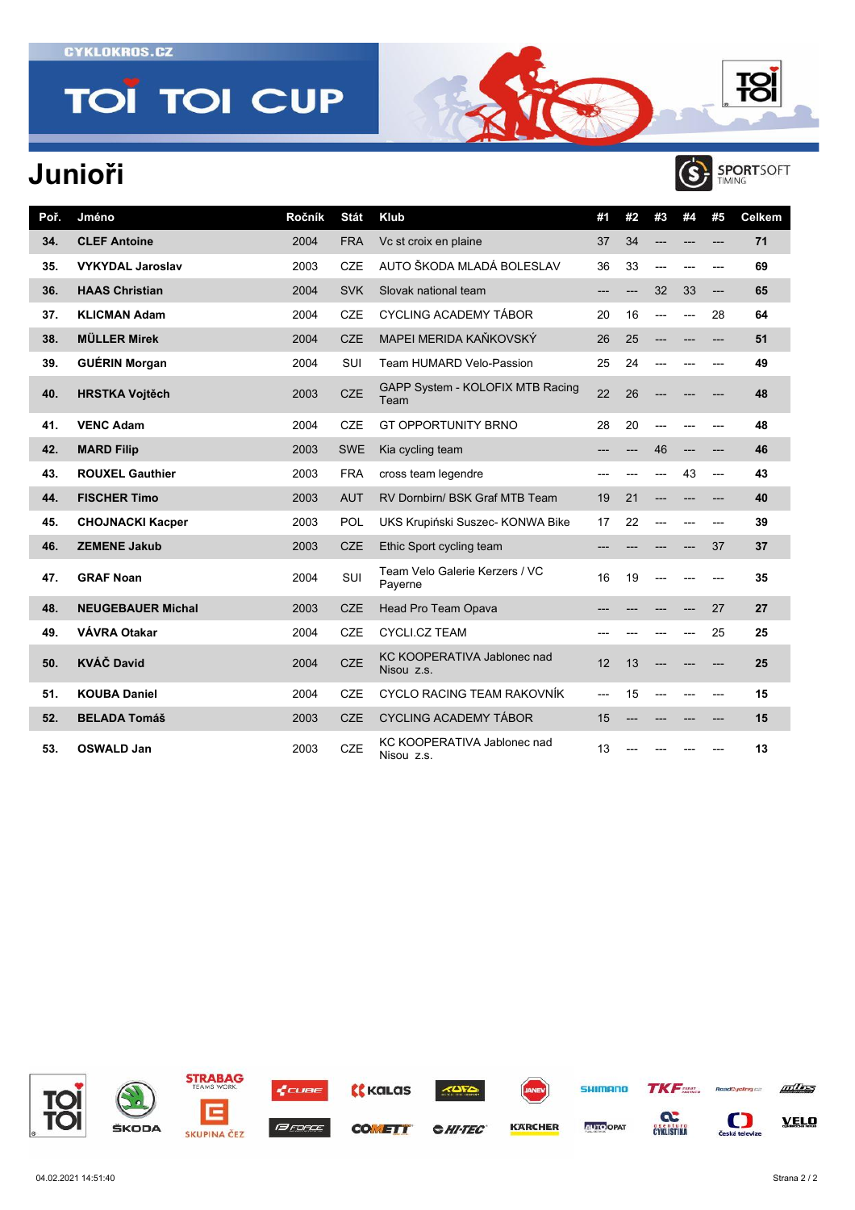# Junioři

| Poř. | Jméno | Ročník | Stát | Klub | #1 | #2 | #3 | #4 | #5 | Celkem |
|---|---|---|---|---|---|---|---|---|---|---|
| 34. | CLEF Antoine | 2004 | FRA | Vc st croix en plaine | 37 | 34 | --- | --- | --- | 71 |
| 35. | VYKYDAL Jaroslav | 2003 | CZE | AUTO ŠKODA MLADÁ BOLESLAV | 36 | 33 | --- | --- | --- | 69 |
| 36. | HAAS Christian | 2004 | SVK | Slovak national team | --- | --- | 32 | 33 | --- | 65 |
| 37. | KLICMAN Adam | 2004 | CZE | CYCLING ACADEMY TÁBOR | 20 | 16 | --- | --- | 28 | 64 |
| 38. | MÜLLER Mirek | 2004 | CZE | MAPEI MERIDA KAŇKOVSKÝ | 26 | 25 | --- | --- | --- | 51 |
| 39. | GUÉRIN Morgan | 2004 | SUI | Team HUMARD Velo-Passion | 25 | 24 | --- | --- | --- | 49 |
| 40. | HRSTKA Vojtěch | 2003 | CZE | GAPP System - KOLOFIX MTB Racing Team | 22 | 26 | --- | --- | --- | 48 |
| 41. | VENC Adam | 2004 | CZE | GT OPPORTUNITY BRNO | 28 | 20 | --- | --- | --- | 48 |
| 42. | MARD Filip | 2003 | SWE | Kia cycling team | --- | --- | 46 | --- | --- | 46 |
| 43. | ROUXEL Gauthier | 2003 | FRA | cross team legendre | --- | --- | --- | 43 | --- | 43 |
| 44. | FISCHER Timo | 2003 | AUT | RV Dornbirn/ BSK Graf MTB Team | 19 | 21 | --- | --- | --- | 40 |
| 45. | CHOJNACKI Kacper | 2003 | POL | UKS Krupiński Suszec- KONWA Bike | 17 | 22 | --- | --- | --- | 39 |
| 46. | ZEMENE Jakub | 2003 | CZE | Ethic Sport cycling team | --- | --- | --- | --- | 37 | 37 |
| 47. | GRAF Noan | 2004 | SUI | Team Velo Galerie Kerzers / VC Payerne | 16 | 19 | --- | --- | --- | 35 |
| 48. | NEUGEBAUER Michal | 2003 | CZE | Head Pro Team Opava | --- | --- | --- | --- | 27 | 27 |
| 49. | VÁVRA Otakar | 2004 | CZE | CYCLI.CZ TEAM | --- | --- | --- | --- | 25 | 25 |
| 50. | KVÁČ David | 2004 | CZE | KC KOOPERATIVA Jablonec nad Nisou z.s. | 12 | 13 | --- | --- | --- | 25 |
| 51. | KOUBA Daniel | 2004 | CZE | CYCLO RACING TEAM RAKOVNÍK | --- | 15 | --- | --- | --- | 15 |
| 52. | BELADA Tomáš | 2003 | CZE | CYCLING ACADEMY TÁBOR | 15 | --- | --- | --- | --- | 15 |
| 53. | OSWALD Jan | 2003 | CZE | KC KOOPERATIVA Jablonec nad Nisou z.s. | 13 | --- | --- | --- | --- | 13 |

04.02.2021 14:51:40